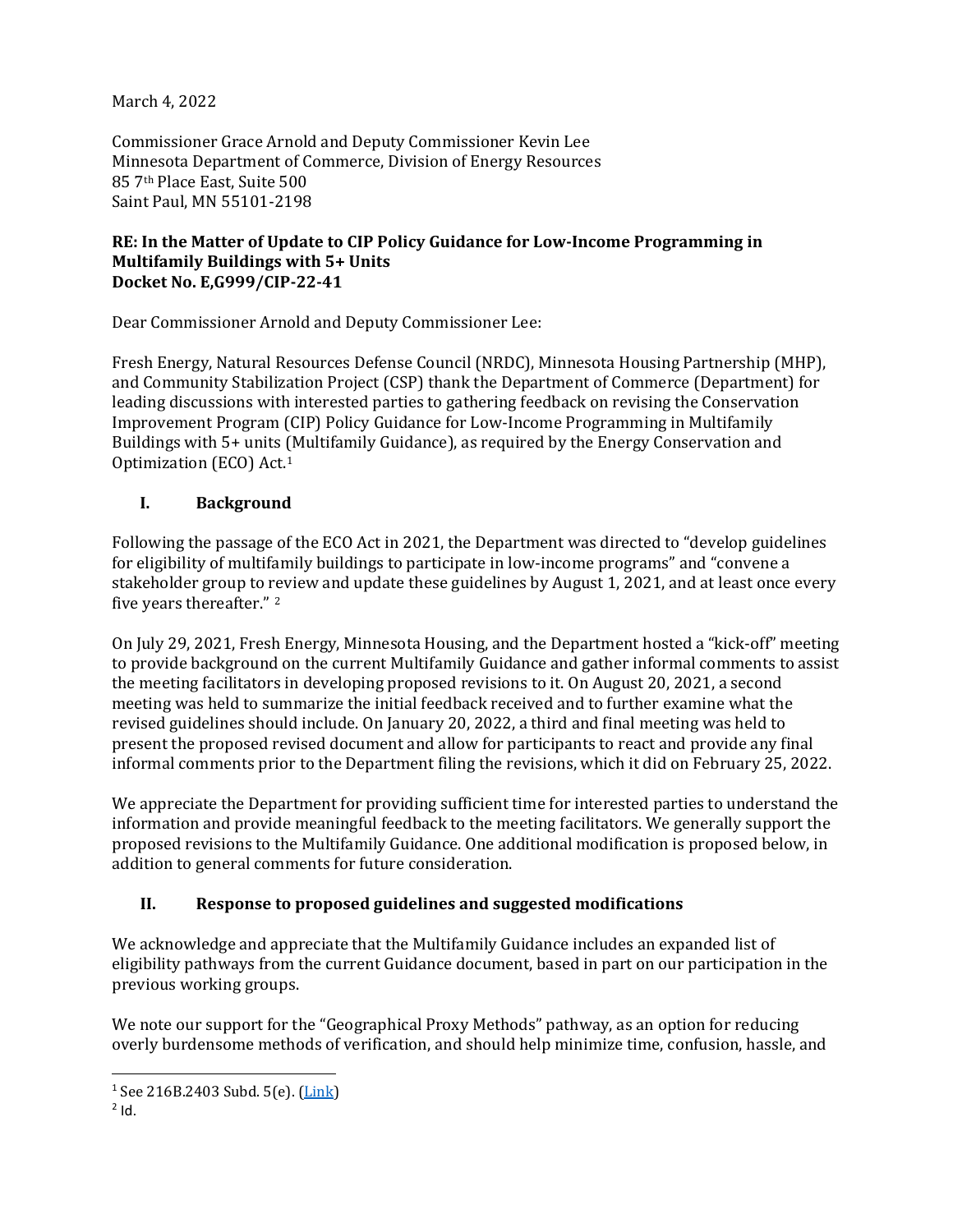March 4, 2022

Commissioner Grace Arnold and Deputy Commissioner Kevin Lee
Minnesota Department of Commerce, Division of Energy Resources
85 7th Place East, Suite 500
Saint Paul, MN 55101-2198

**RE: In the Matter of Update to CIP Policy Guidance for Low-Income Programming in Multifamily Buildings with 5+ Units**
**Docket No. E,G999/CIP-22-41**

Dear Commissioner Arnold and Deputy Commissioner Lee:

Fresh Energy, Natural Resources Defense Council (NRDC), Minnesota Housing Partnership (MHP), and Community Stabilization Project (CSP) thank the Department of Commerce (Department) for leading discussions with interested parties to gathering feedback on revising the Conservation Improvement Program (CIP) Policy Guidance for Low-Income Programming in Multifamily Buildings with 5+ units (Multifamily Guidance), as required by the Energy Conservation and Optimization (ECO) Act.[1]

## I. Background

Following the passage of the ECO Act in 2021, the Department was directed to "develop guidelines for eligibility of multifamily buildings to participate in low-income programs" and "convene a stakeholder group to review and update these guidelines by August 1, 2021, and at least once every five years thereafter." [2]

On July 29, 2021, Fresh Energy, Minnesota Housing, and the Department hosted a "kick-off" meeting to provide background on the current Multifamily Guidance and gather informal comments to assist the meeting facilitators in developing proposed revisions to it. On August 20, 2021, a second meeting was held to summarize the initial feedback received and to further examine what the revised guidelines should include. On January 20, 2022, a third and final meeting was held to present the proposed revised document and allow for participants to react and provide any final informal comments prior to the Department filing the revisions, which it did on February 25, 2022.

We appreciate the Department for providing sufficient time for interested parties to understand the information and provide meaningful feedback to the meeting facilitators. We generally support the proposed revisions to the Multifamily Guidance. One additional modification is proposed below, in addition to general comments for future consideration.

## II. Response to proposed guidelines and suggested modifications

We acknowledge and appreciate that the Multifamily Guidance includes an expanded list of eligibility pathways from the current Guidance document, based in part on our participation in the previous working groups.

We note our support for the "Geographical Proxy Methods" pathway, as an option for reducing overly burdensome methods of verification, and should help minimize time, confusion, hassle, and

---

[1] See 216B.2403 Subd. 5(e). (Link)

[2] Id.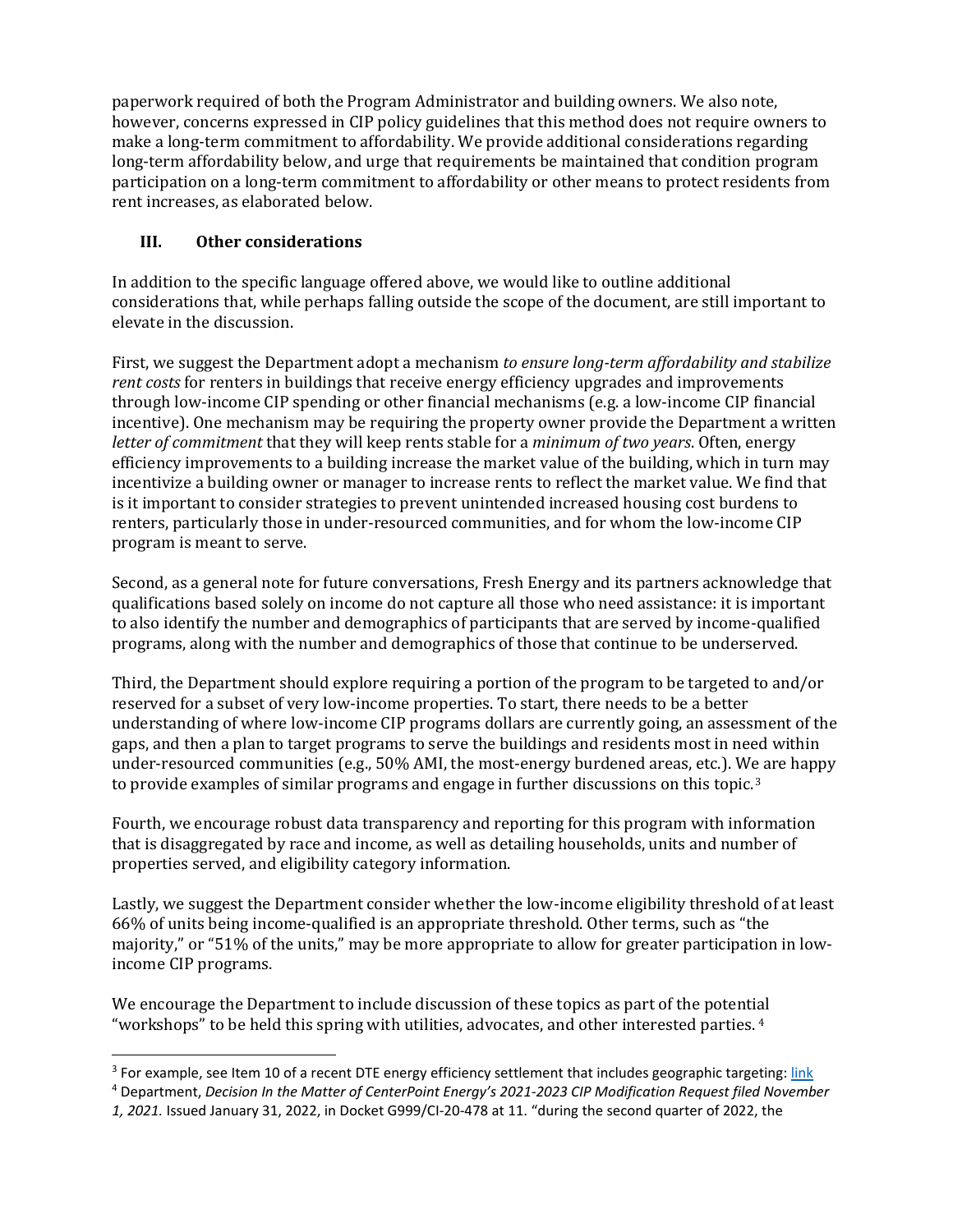paperwork required of both the Program Administrator and building owners. We also note, however, concerns expressed in CIP policy guidelines that this method does not require owners to make a long-term commitment to affordability. We provide additional considerations regarding long-term affordability below, and urge that requirements be maintained that condition program participation on a long-term commitment to affordability or other means to protect residents from rent increases, as elaborated below.

## III. Other considerations

In addition to the specific language offered above, we would like to outline additional considerations that, while perhaps falling outside the scope of the document, are still important to elevate in the discussion.

First, we suggest the Department adopt a mechanism *to ensure long-term affordability and stabilize rent costs* for renters in buildings that receive energy efficiency upgrades and improvements through low-income CIP spending or other financial mechanisms (e.g. a low-income CIP financial incentive). One mechanism may be requiring the property owner provide the Department a written *letter of commitment* that they will keep rents stable for a *minimum of two years*. Often, energy efficiency improvements to a building increase the market value of the building, which in turn may incentivize a building owner or manager to increase rents to reflect the market value. We find that is it important to consider strategies to prevent unintended increased housing cost burdens to renters, particularly those in under-resourced communities, and for whom the low-income CIP program is meant to serve.

Second, as a general note for future conversations, Fresh Energy and its partners acknowledge that qualifications based solely on income do not capture all those who need assistance: it is important to also identify the number and demographics of participants that are served by income-qualified programs, along with the number and demographics of those that continue to be underserved.

Third, the Department should explore requiring a portion of the program to be targeted to and/or reserved for a subset of very low-income properties. To start, there needs to be a better understanding of where low-income CIP programs dollars are currently going, an assessment of the gaps, and then a plan to target programs to serve the buildings and residents most in need within under-resourced communities (e.g., 50% AMI, the most-energy burdened areas, etc.). We are happy to provide examples of similar programs and engage in further discussions on this topic.[3]

Fourth, we encourage robust data transparency and reporting for this program with information that is disaggregated by race and income, as well as detailing households, units and number of properties served, and eligibility category information.

Lastly, we suggest the Department consider whether the low-income eligibility threshold of at least 66% of units being income-qualified is an appropriate threshold. Other terms, such as "the majority," or "51% of the units," may be more appropriate to allow for greater participation in low-income CIP programs.

We encourage the Department to include discussion of these topics as part of the potential "workshops" to be held this spring with utilities, advocates, and other interested parties.[4]

---

[3] For example, see Item 10 of a recent DTE energy efficiency settlement that includes geographic targeting: link

[4] Department, *Decision In the Matter of CenterPoint Energy's 2021-2023 CIP Modification Request filed November 1, 2021.* Issued January 31, 2022, in Docket G999/CI-20-478 at 11. "during the second quarter of 2022, the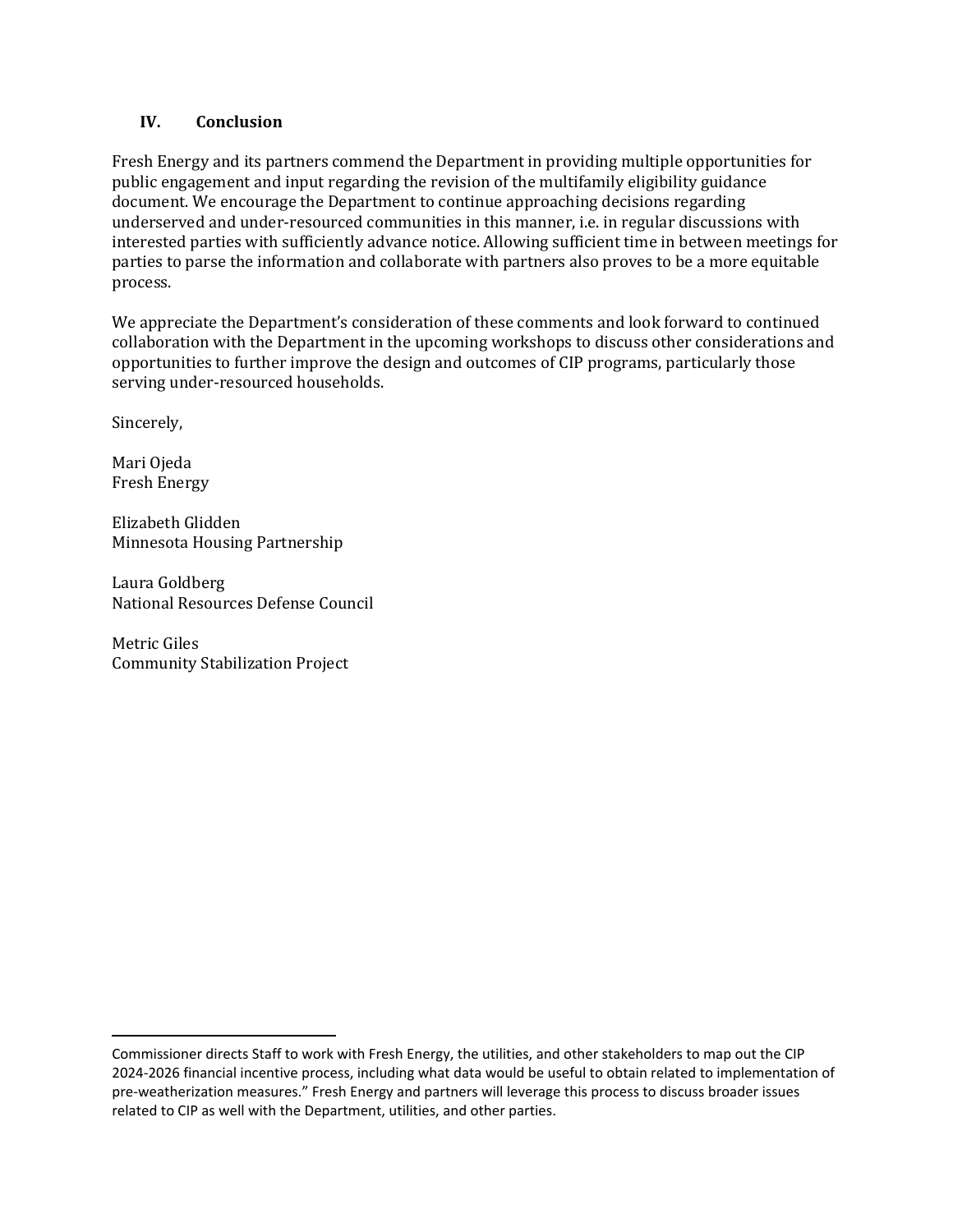## IV. Conclusion

Fresh Energy and its partners commend the Department in providing multiple opportunities for public engagement and input regarding the revision of the multifamily eligibility guidance document. We encourage the Department to continue approaching decisions regarding underserved and under-resourced communities in this manner, i.e. in regular discussions with interested parties with sufficiently advance notice. Allowing sufficient time in between meetings for parties to parse the information and collaborate with partners also proves to be a more equitable process.

We appreciate the Department's consideration of these comments and look forward to continued collaboration with the Department in the upcoming workshops to discuss other considerations and opportunities to further improve the design and outcomes of CIP programs, particularly those serving under-resourced households.

Sincerely,

Mari Ojeda
Fresh Energy

Elizabeth Glidden
Minnesota Housing Partnership

Laura Goldberg
National Resources Defense Council

Metric Giles
Community Stabilization Project

---

Commissioner directs Staff to work with Fresh Energy, the utilities, and other stakeholders to map out the CIP 2024-2026 financial incentive process, including what data would be useful to obtain related to implementation of pre-weatherization measures." Fresh Energy and partners will leverage this process to discuss broader issues related to CIP as well with the Department, utilities, and other parties.